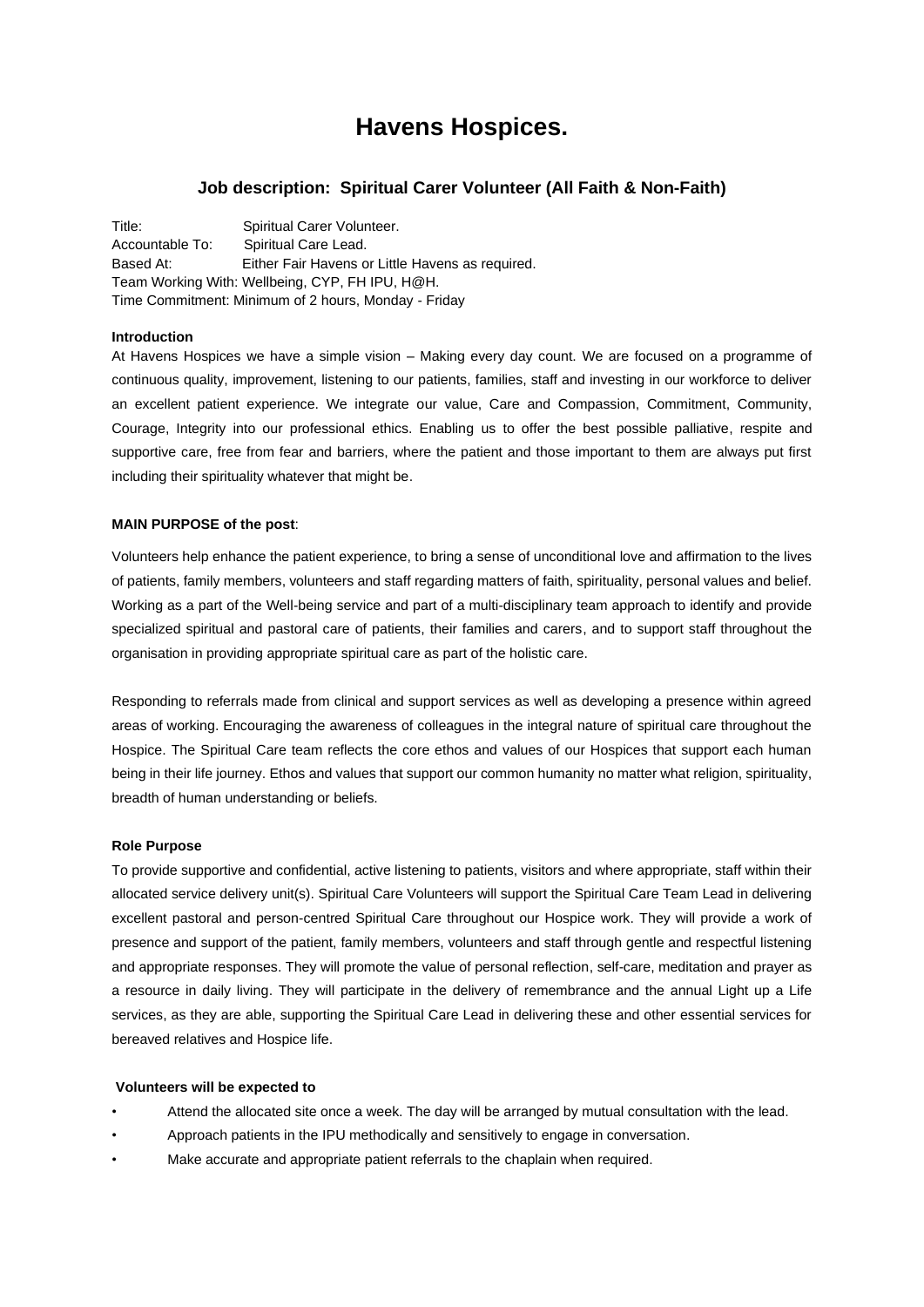# Havens Hospices.

## Job description: Spiritual Carer Volunteer (All Faith & Non-Faith)

Title: Spiritual Carer Volunteer.
Accountable To: Spiritual Care Lead.
Based At: Either Fair Havens or Little Havens as required.
Team Working With: Wellbeing, CYP, FH IPU, H@H.
Time Commitment: Minimum of 2 hours, Monday - Friday

**Introduction**

At Havens Hospices we have a simple vision – Making every day count. We are focused on a programme of continuous quality, improvement, listening to our patients, families, staff and investing in our workforce to deliver an excellent patient experience. We integrate our value, Care and Compassion, Commitment, Community, Courage, Integrity into our professional ethics. Enabling us to offer the best possible palliative, respite and supportive care, free from fear and barriers, where the patient and those important to them are always put first including their spirituality whatever that might be.

**MAIN PURPOSE of the post**:

Volunteers help enhance the patient experience, to bring a sense of unconditional love and affirmation to the lives of patients, family members, volunteers and staff regarding matters of faith, spirituality, personal values and belief. Working as a part of the Well-being service and part of a multi-disciplinary team approach to identify and provide specialized spiritual and pastoral care of patients, their families and carers, and to support staff throughout the organisation in providing appropriate spiritual care as part of the holistic care.

Responding to referrals made from clinical and support services as well as developing a presence within agreed areas of working. Encouraging the awareness of colleagues in the integral nature of spiritual care throughout the Hospice. The Spiritual Care team reflects the core ethos and values of our Hospices that support each human being in their life journey. Ethos and values that support our common humanity no matter what religion, spirituality, breadth of human understanding or beliefs.

**Role Purpose**

To provide supportive and confidential, active listening to patients, visitors and where appropriate, staff within their allocated service delivery unit(s). Spiritual Care Volunteers will support the Spiritual Care Team Lead in delivering excellent pastoral and person-centred Spiritual Care throughout our Hospice work. They will provide a work of presence and support of the patient, family members, volunteers and staff through gentle and respectful listening and appropriate responses. They will promote the value of personal reflection, self-care, meditation and prayer as a resource in daily living. They will participate in the delivery of remembrance and the annual Light up a Life services, as they are able, supporting the Spiritual Care Lead in delivering these and other essential services for bereaved relatives and Hospice life.

**Volunteers will be expected to**

- Attend the allocated site once a week. The day will be arranged by mutual consultation with the lead.
- Approach patients in the IPU methodically and sensitively to engage in conversation.
- Make accurate and appropriate patient referrals to the chaplain when required.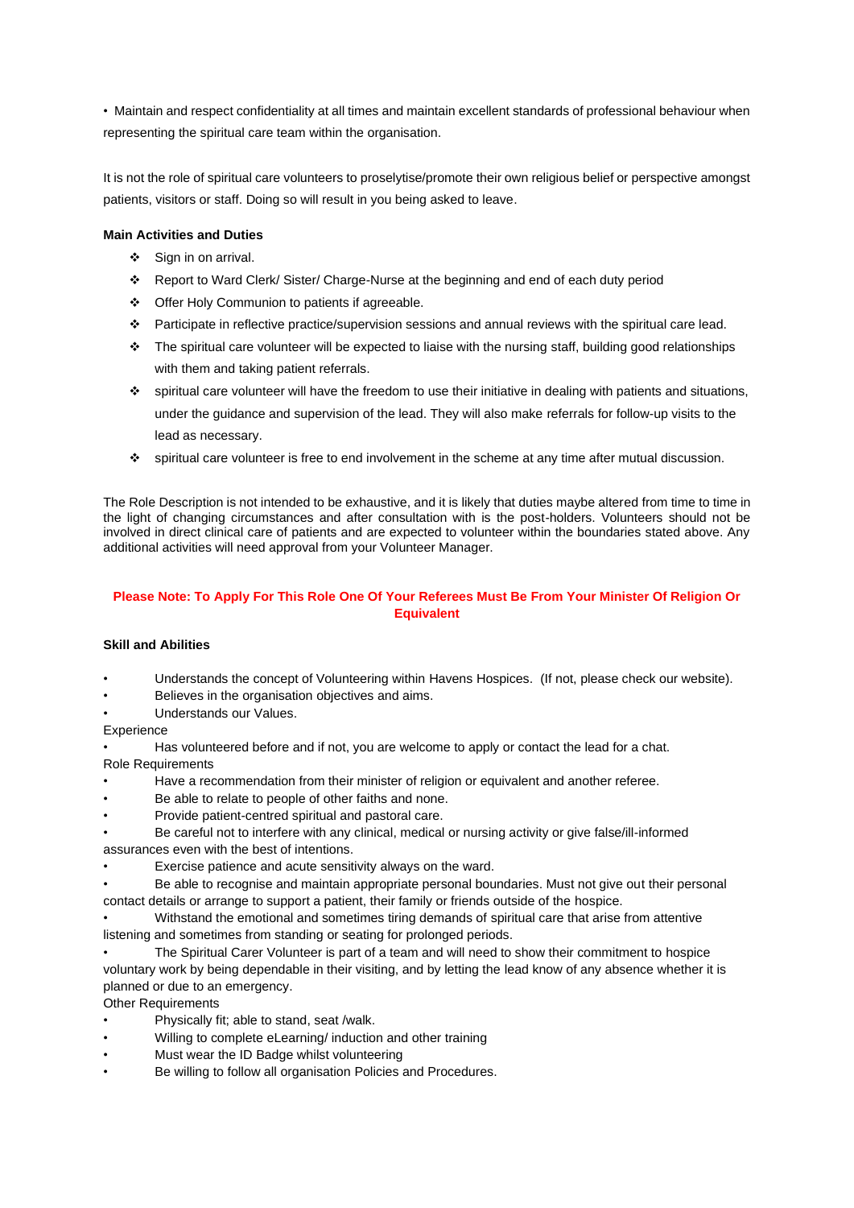- Maintain and respect confidentiality at all times and maintain excellent standards of professional behaviour when representing the spiritual care team within the organisation.

It is not the role of spiritual care volunteers to proselytise/promote their own religious belief or perspective amongst patients, visitors or staff. Doing so will result in you being asked to leave.

**Main Activities and Duties**

- Sign in on arrival.
- Report to Ward Clerk/ Sister/ Charge-Nurse at the beginning and end of each duty period
- Offer Holy Communion to patients if agreeable.
- Participate in reflective practice/supervision sessions and annual reviews with the spiritual care lead.
- The spiritual care volunteer will be expected to liaise with the nursing staff, building good relationships with them and taking patient referrals.
- spiritual care volunteer will have the freedom to use their initiative in dealing with patients and situations, under the guidance and supervision of the lead. They will also make referrals for follow-up visits to the lead as necessary.
- spiritual care volunteer is free to end involvement in the scheme at any time after mutual discussion.

The Role Description is not intended to be exhaustive, and it is likely that duties maybe altered from time to time in the light of changing circumstances and after consultation with is the post-holders. Volunteers should not be involved in direct clinical care of patients and are expected to volunteer within the boundaries stated above. Any additional activities will need approval from your Volunteer Manager.

**Please Note: To Apply For This Role One Of Your Referees Must Be From Your Minister Of Religion Or Equivalent**

**Skill and Abilities**

- Understands the concept of Volunteering within Havens Hospices. (If not, please check our website).
- Believes in the organisation objectives and aims.
- Understands our Values.

Experience

- Has volunteered before and if not, you are welcome to apply or contact the lead for a chat.

Role Requirements

- Have a recommendation from their minister of religion or equivalent and another referee.
- Be able to relate to people of other faiths and none.
- Provide patient-centred spiritual and pastoral care.
- Be careful not to interfere with any clinical, medical or nursing activity or give false/ill-informed assurances even with the best of intentions.
- Exercise patience and acute sensitivity always on the ward.
- Be able to recognise and maintain appropriate personal boundaries. Must not give out their personal contact details or arrange to support a patient, their family or friends outside of the hospice.
- Withstand the emotional and sometimes tiring demands of spiritual care that arise from attentive listening and sometimes from standing or seating for prolonged periods.
- The Spiritual Carer Volunteer is part of a team and will need to show their commitment to hospice voluntary work by being dependable in their visiting, and by letting the lead know of any absence whether it is planned or due to an emergency.

Other Requirements

- Physically fit; able to stand, seat /walk.
- Willing to complete eLearning/ induction and other training
- Must wear the ID Badge whilst volunteering
- Be willing to follow all organisation Policies and Procedures.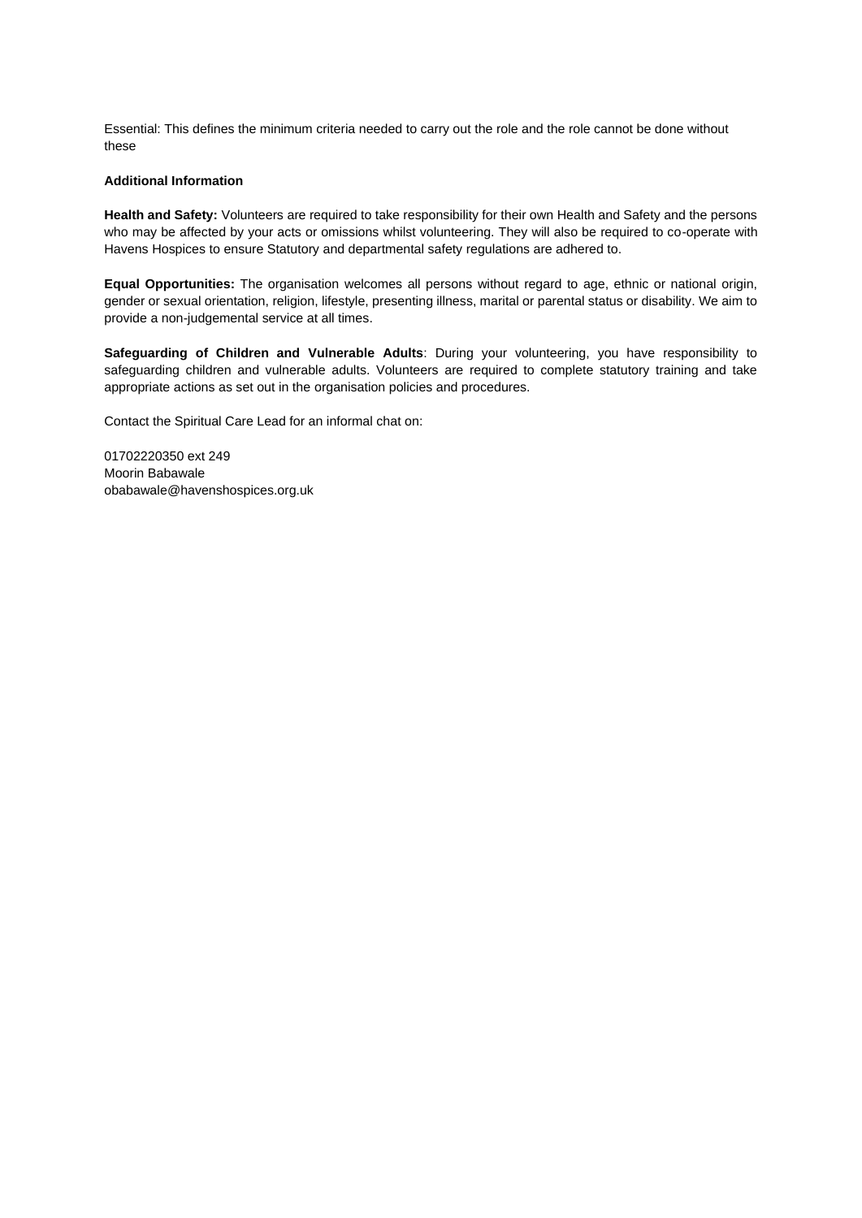Essential: This defines the minimum criteria needed to carry out the role and the role cannot be done without these

**Additional Information**

**Health and Safety:** Volunteers are required to take responsibility for their own Health and Safety and the persons who may be affected by your acts or omissions whilst volunteering. They will also be required to co-operate with Havens Hospices to ensure Statutory and departmental safety regulations are adhered to.

**Equal Opportunities:** The organisation welcomes all persons without regard to age, ethnic or national origin, gender or sexual orientation, religion, lifestyle, presenting illness, marital or parental status or disability. We aim to provide a non-judgemental service at all times.

**Safeguarding of Children and Vulnerable Adults**: During your volunteering, you have responsibility to safeguarding children and vulnerable adults. Volunteers are required to complete statutory training and take appropriate actions as set out in the organisation policies and procedures.

Contact the Spiritual Care Lead for an informal chat on:

01702220350 ext 249
Moorin Babawale
obabawale@havenshospices.org.uk